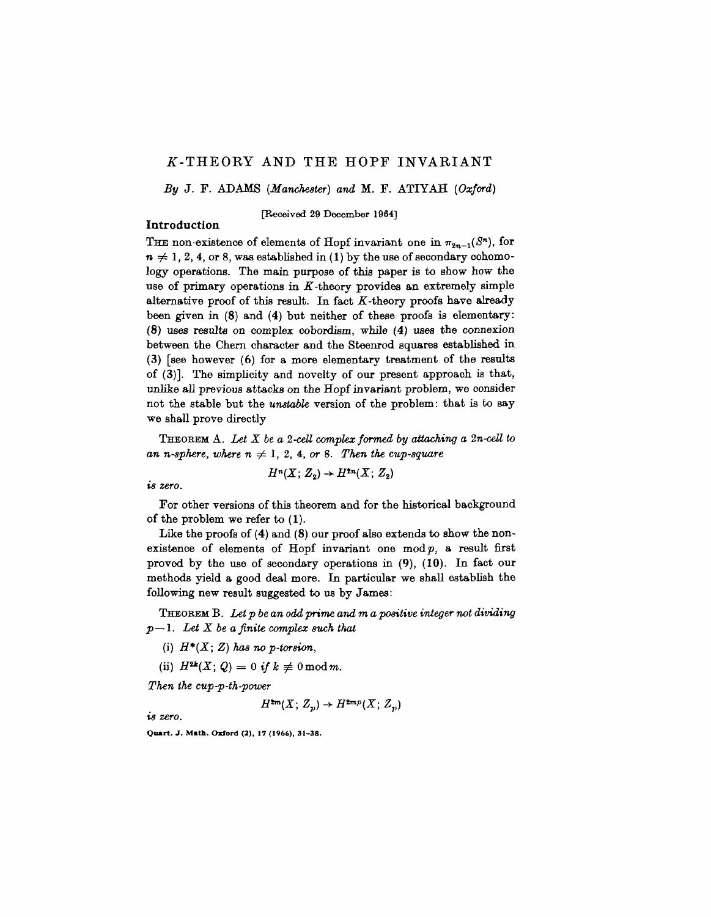# K-THEORY AND THE HOPF INVARIANT

*By* J. F. ADAMS (*Manchester*) *and* M. F. ATIYAH (*Oxford*)

[Received 29 December 1964]

## Introduction

THE non-existence of elements of Hopf invariant one in $\pi_{2n-1}(S^n)$, for $n \neq 1, 2, 4$, or 8, was established in (1) by the use of secondary cohomology operations. The main purpose of this paper is to show how the use of primary operations in $K$-theory provides an extremely simple alternative proof of this result. In fact $K$-theory proofs have already been given in (8) and (4) but neither of these proofs is elementary: (8) uses results on complex cobordism, while (4) uses the connexion between the Chern character and the Steenrod squares established in (3) [see however (6) for a more elementary treatment of the results of (3)]. The simplicity and novelty of our present approach is that, unlike all previous attacks on the Hopf invariant problem, we consider not the stable but the *unstable* version of the problem: that is to say we shall prove directly

THEOREM A. *Let $X$ be a 2-cell complex formed by attaching a $2n$-cell to an $n$-sphere, where $n \neq 1, 2, 4$, or 8. Then the cup-square*

$$H^n(X; Z_2) \to H^{2n}(X; Z_2)$$

*is zero.*

For other versions of this theorem and for the historical background of the problem we refer to (1).

Like the proofs of (4) and (8) our proof also extends to show the non-existence of elements of Hopf invariant one mod $p$, a result first proved by the use of secondary operations in (9), (10). In fact our methods yield a good deal more. In particular we shall establish the following new result suggested to us by James:

THEOREM B. *Let $p$ be an odd prime and $m$ a positive integer not dividing $p-1$. Let $X$ be a finite complex such that*

(i) *$H^*(X; Z)$ has no $p$-torsion,*

(ii) *$H^{2k}(X; Q) = 0$ if $k \not\equiv 0 \bmod m$.*

*Then the cup-$p$-th-power*

$$H^{2m}(X; Z_p) \to H^{2mp}(X; Z_p)$$

*is zero.*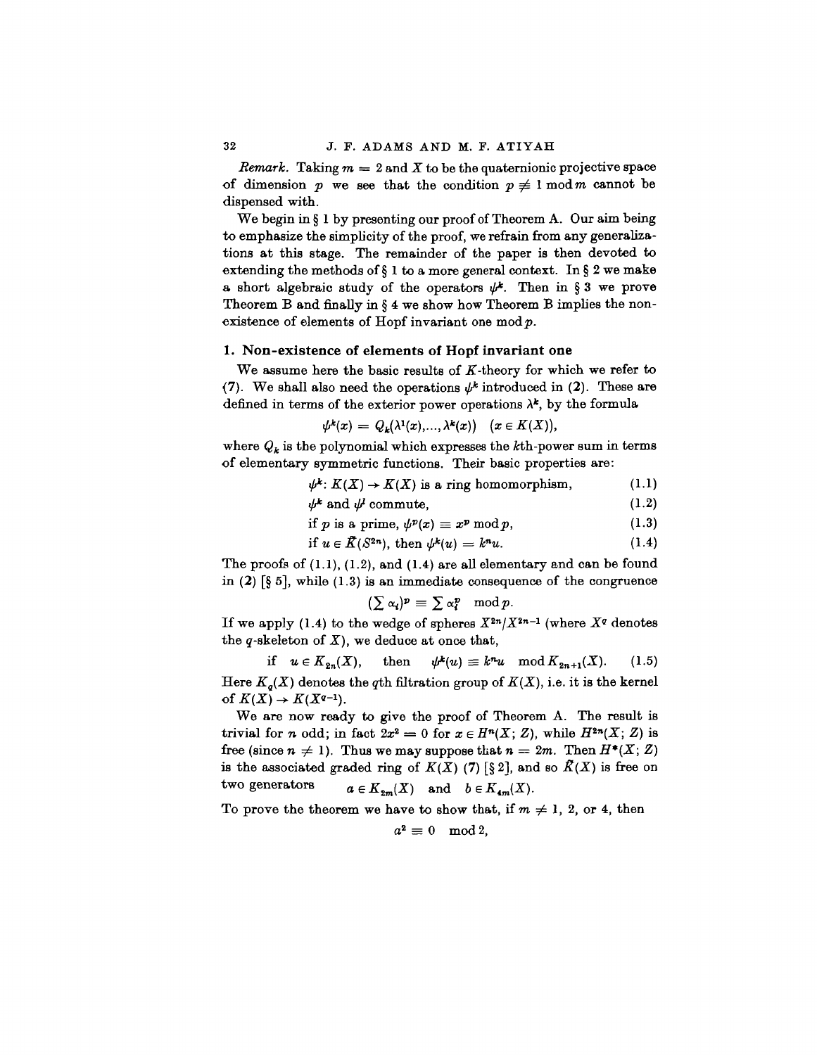*Remark.* Taking $m = 2$ and $X$ to be the quaternionic projective space of dimension $p$ we see that the condition $p \not\equiv 1 \bmod m$ cannot be dispensed with.

We begin in § 1 by presenting our proof of Theorem A. Our aim being to emphasize the simplicity of the proof, we refrain from any generalizations at this stage. The remainder of the paper is then devoted to extending the methods of § 1 to a more general context. In § 2 we make a short algebraic study of the operators $\psi^k$. Then in § 3 we prove Theorem B and finally in § 4 we show how Theorem B implies the non-existence of elements of Hopf invariant one mod $p$.

## 1. Non-existence of elements of Hopf invariant one

We assume here the basic results of $K$-theory for which we refer to (7). We shall also need the operations $\psi^k$ introduced in (2). These are defined in terms of the exterior power operations $\lambda^k$, by the formula

$$\psi^k(x) = Q_k(\lambda^1(x),\ldots,\lambda^k(x)) \quad (x \in K(X)),$$

where $Q_k$ is the polynomial which expresses the $k$th-power sum in terms of elementary symmetric functions. Their basic properties are:

$$\psi^k\colon K(X) \to K(X) \text{ is a ring homomorphism,} \tag{1.1}$$

$$\psi^k \text{ and } \psi^l \text{ commute,} \tag{1.2}$$

$$\text{if } p \text{ is a prime, } \psi^p(x) \equiv x^p \bmod p, \tag{1.3}$$

$$\text{if } u \in \tilde{K}(S^{2n}), \text{ then } \psi^k(u) = k^n u. \tag{1.4}$$

The proofs of (1.1), (1.2), and (1.4) are all elementary and can be found in (2) [§ 5], while (1.3) is an immediate consequence of the congruence

$$\left(\sum \alpha_i\right)^p \equiv \sum \alpha_i^p \mod p.$$

If we apply (1.4) to the wedge of spheres $X^{2n}/X^{2n-1}$ (where $X^q$ denotes the $q$-skeleton of $X$), we deduce at once that,

$$\text{if} \quad u \in K_{2n}(X), \quad \text{then} \quad \psi^k(u) \equiv k^n u \mod K_{2n+1}(X). \tag{1.5}$$

Here $K_q(X)$ denotes the $q$th filtration group of $K(X)$, i.e. it is the kernel of $K(X) \to K(X^{q-1})$.

We are now ready to give the proof of Theorem A. The result is trivial for $n$ odd; in fact $2x^2 = 0$ for $x \in H^n(X; Z)$, while $H^{2n}(X; Z)$ is free (since $n \neq 1$). Thus we may suppose that $n = 2m$. Then $H^*(X; Z)$ is the associated graded ring of $K(X)$ (7) [§ 2], and so $\tilde{K}(X)$ is free on two generators $\quad a \in K_{2m}(X) \quad \text{and} \quad b \in K_{4m}(X).$

To prove the theorem we have to show that, if $m \neq 1$, 2, or 4, then

$$a^2 \equiv 0 \mod 2,$$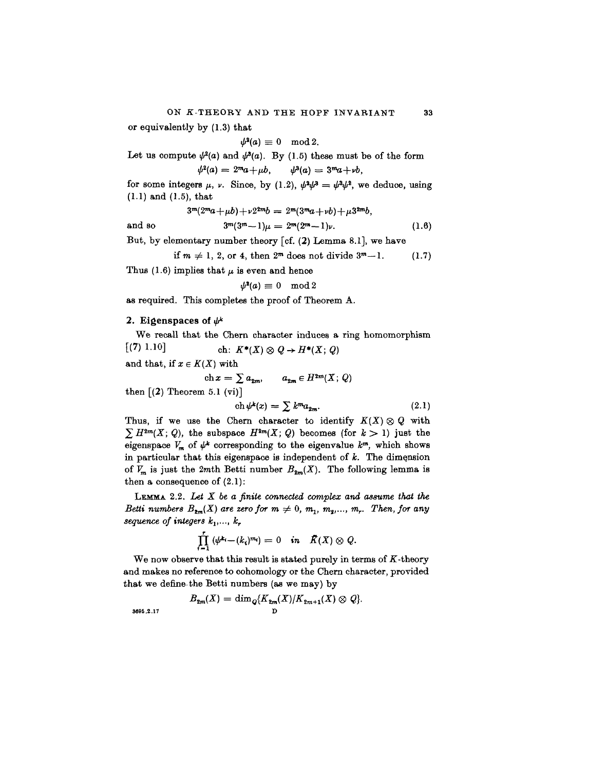or equivalently by (1.3) that

$$\psi^2(a) \equiv 0 \mod 2.$$

Let us compute $\psi^2(a)$ and $\psi^3(a)$. By (1.5) these must be of the form

$$\psi^2(a) = 2^m a + \mu b, \qquad \psi^3(a) = 3^m a + \nu b,$$

for some integers $\mu$, $\nu$. Since, by (1.2), $\psi^2\psi^3 = \psi^3\psi^2$, we deduce, using (1.1) and (1.5), that

$$3^m(2^m a + \mu b) + \nu 2^{2m} b = 2^m(3^m a + \nu b) + \mu 3^{2m} b,$$

and so

$$3^m(3^m - 1)\mu = 2^m(2^m - 1)\nu. \tag{1.6}$$

But, by elementary number theory [cf. (2) Lemma 8.1], we have

$$\text{if } m \neq 1, 2, \text{ or } 4, \text{ then } 2^m \text{ does not divide } 3^m - 1. \tag{1.7}$$

Thus (1.6) implies that $\mu$ is even and hence

$$\psi^2(a) \equiv 0 \mod 2$$

as required. This completes the proof of Theorem A.

## 2. Eigenspaces of $\psi^k$

We recall that the Chern character induces a ring homomorphism [(7) 1.10]

$$\text{ch}: K^*(X) \otimes Q \to H^*(X; Q)$$

and that, if $x \in K(X)$ with

$$\text{ch}\, x = \sum a_{2m}, \qquad a_{2m} \in H^{2m}(X; Q)$$

then [(2) Theorem 5.1 (vi)]

$$\text{ch}\, \psi^k(x) = \sum k^m a_{2m}. \tag{2.1}$$

Thus, if we use the Chern character to identify $K(X) \otimes Q$ with $\sum H^{2m}(X; Q)$, the subspace $H^{2m}(X; Q)$ becomes (for $k > 1$) just the eigenspace $V_m$ of $\psi^k$ corresponding to the eigenvalue $k^m$, which shows in particular that this eigenspace is independent of $k$. The dimension of $V_m$ is just the $2m$th Betti number $B_{2m}(X)$. The following lemma is then a consequence of (2.1):

LEMMA 2.2. *Let $X$ be a finite connected complex and assume that the Betti numbers $B_{2m}(X)$ are zero for $m \neq 0, m_1, m_2, \ldots, m_r$. Then, for any sequence of integers $k_1, \ldots, k_r$*

$$\prod_{i=1}^{r} (\psi^{k_i} - (k_i)^{m_i}) = 0 \quad \text{in} \quad \tilde{K}(X) \otimes Q.$$

We now observe that this result is stated purely in terms of $K$-theory and makes no reference to cohomology or the Chern character, provided that we define the Betti numbers (as we may) by

$$B_{2m}(X) = \dim_Q\{K_{2m}(X)/K_{2m+1}(X) \otimes Q\}.$$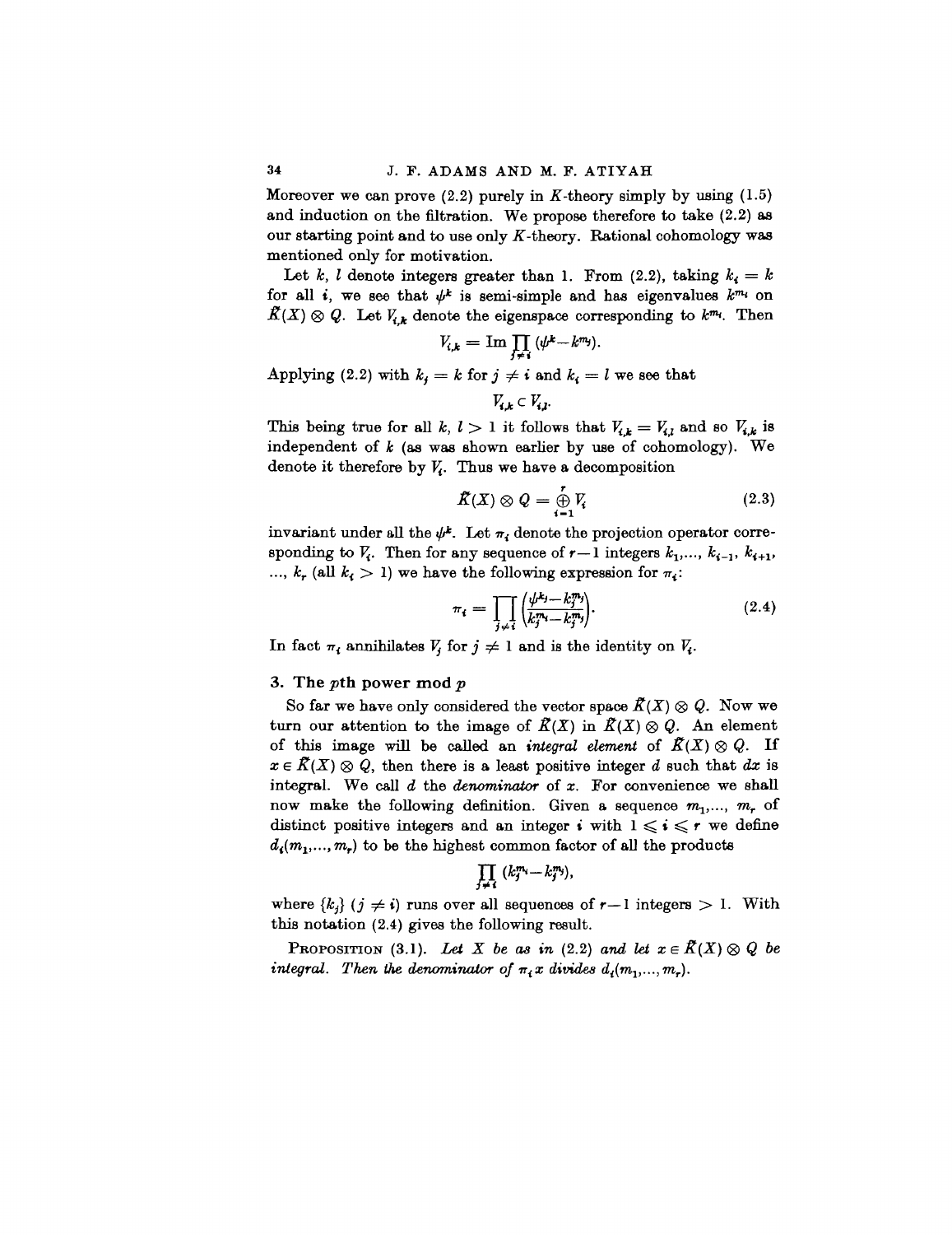Moreover we can prove (2.2) purely in $K$-theory simply by using (1.5) and induction on the filtration. We propose therefore to take (2.2) as our starting point and to use only $K$-theory. Rational cohomology was mentioned only for motivation.

Let $k$, $l$ denote integers greater than 1. From (2.2), taking $k_i = k$ for all $i$, we see that $\psi^k$ is semi-simple and has eigenvalues $k^{m_i}$ on $\tilde{K}(X) \otimes Q$. Let $V_{i,k}$ denote the eigenspace corresponding to $k^{m_i}$. Then

$$V_{i,k} = \operatorname{Im} \prod_{j \neq i} (\psi^k - k^{m_j}).$$

Applying (2.2) with $k_j = k$ for $j \neq i$ and $k_i = l$ we see that

$$V_{i,k} \subset V_{i,l}.$$

This being true for all $k, l > 1$ it follows that $V_{i,k} = V_{i,l}$ and so $V_{i,k}$ is independent of $k$ (as was shown earlier by use of cohomology). We denote it therefore by $V_i$. Thus we have a decomposition

$$\tilde{K}(X) \otimes Q = \bigoplus_{i=1}^{r} V_i \tag{2.3}$$

invariant under all the $\psi^k$. Let $\pi_i$ denote the projection operator corresponding to $V_i$. Then for any sequence of $r-1$ integers $k_1, \ldots, k_{i-1}, k_{i+1}, \ldots, k_r$ (all $k_i > 1$) we have the following expression for $\pi_i$:

$$\pi_i = \prod_{j \neq i} \left( \frac{\psi^{k_j} - k_j^{m_j}}{k_j^{m_i} - k_j^{m_j}} \right). \tag{2.4}$$

In fact $\pi_i$ annihilates $V_j$ for $j \neq 1$ and is the identity on $V_i$.

## 3. The $p$th power mod $p$

So far we have only considered the vector space $\tilde{K}(X) \otimes Q$. Now we turn our attention to the image of $\tilde{K}(X)$ in $\tilde{K}(X) \otimes Q$. An element of this image will be called an *integral element* of $\tilde{K}(X) \otimes Q$. If $x \in \tilde{K}(X) \otimes Q$, then there is a least positive integer $d$ such that $dx$ is integral. We call $d$ the *denominator* of $x$. For convenience we shall now make the following definition. Given a sequence $m_1, \ldots, m_r$ of distinct positive integers and an integer $i$ with $1 \leqslant i \leqslant r$ we define $d_i(m_1, \ldots, m_r)$ to be the highest common factor of all the products

$$\prod_{j \neq i} (k_j^{m_i} - k_j^{m_j}),$$

where $\{k_j\}$ $(j \neq i)$ runs over all sequences of $r-1$ integers $> 1$. With this notation (2.4) gives the following result.

**Proposition (3.1).** *Let $X$ be as in (2.2) and let $x \in \tilde{K}(X) \otimes Q$ be integral. Then the denominator of $\pi_i x$ divides $d_i(m_1, \ldots, m_r)$.*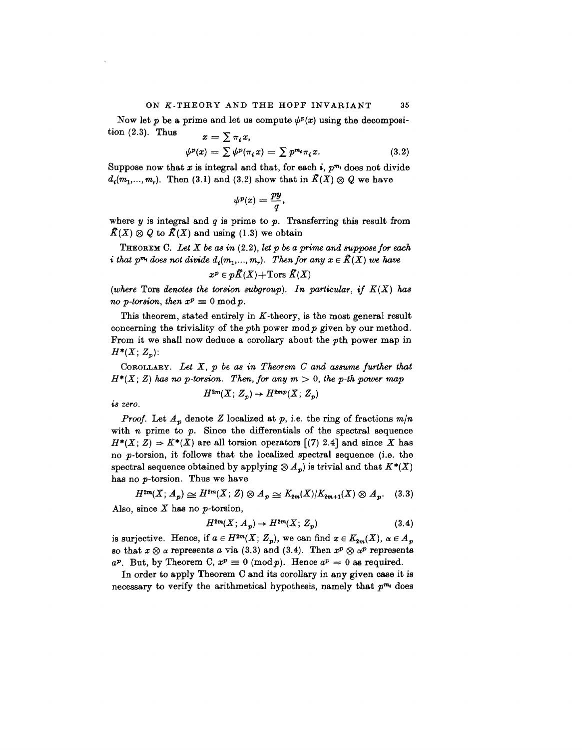Now let $p$ be a prime and let us compute $\psi^p(x)$ using the decomposition (2.3). Thus

$$x = \sum \pi_i x,$$

$$\psi^p(x) = \sum \psi^p(\pi_i x) = \sum p^{m_i} \pi_i x. \tag{3.2}$$

Suppose now that $x$ is integral and that, for each $i$, $p^{m_i}$ does not divide $d_i(m_1, \ldots, m_r)$. Then (3.1) and (3.2) show that in $\tilde{K}(X) \otimes Q$ we have

$$\psi^p(x) = \frac{py}{q},$$

where $y$ is integral and $q$ is prime to $p$. Transferring this result from $\tilde{K}(X) \otimes Q$ to $\tilde{K}(X)$ and using (1.3) we obtain

THEOREM C. *Let $X$ be as in (2.2), let $p$ be a prime and suppose for each $i$ that $p^{m_i}$ does not divide $d_i(m_1, \ldots, m_r)$. Then for any $x \in \tilde{K}(X)$ we have*

$$x^p \in p\tilde{K}(X) + \operatorname{Tors} \tilde{K}(X)$$

*(where* Tors *denotes the torsion subgroup). In particular, if $K(X)$ has no $p$-torsion, then $x^p \equiv 0 \bmod p$.*

This theorem, stated entirely in $K$-theory, is the most general result concerning the triviality of the $p$th power mod $p$ given by our method. From it we shall now deduce a corollary about the $p$th power map in $H^*(X; Z_p)$:

COROLLARY. *Let $X$, $p$ be as in Theorem C and assume further that $H^*(X; Z)$ has no $p$-torsion. Then, for any $m > 0$, the $p$-th power map*

$$H^{2m}(X; Z_p) \to H^{2mp}(X; Z_p)$$

*is zero.*

*Proof.* Let $A_p$ denote $Z$ localized at $p$, i.e. the ring of fractions $m/n$ with $n$ prime to $p$. Since the differentials of the spectral sequence $H^*(X; Z) \Rightarrow K^*(X)$ are all torsion operators [(7) 2.4] and since $X$ has no $p$-torsion, it follows that the localized spectral sequence (i.e. the spectral sequence obtained by applying $\otimes A_p$) is trivial and that $K^*(X)$ has no $p$-torsion. Thus we have

$$H^{2m}(X; A_p) \cong H^{2m}(X; Z) \otimes A_p \cong K_{2m}(X)/K_{2m+1}(X) \otimes A_p. \tag{3.3}$$

Also, since $X$ has no $p$-torsion,

$$H^{2m}(X; A_p) \to H^{2m}(X; Z_p) \tag{3.4}$$

is surjective. Hence, if $a \in H^{2m}(X; Z_p)$, we can find $x \in K_{2m}(X)$, $\alpha \in A_p$ so that $x \otimes \alpha$ represents $a$ via (3.3) and (3.4). Then $x^p \otimes \alpha^p$ represents $a^p$. But, by Theorem C, $x^p \equiv 0 \pmod p$. Hence $a^p = 0$ as required.

In order to apply Theorem C and its corollary in any given case it is necessary to verify the arithmetical hypothesis, namely that $p^{m_i}$ does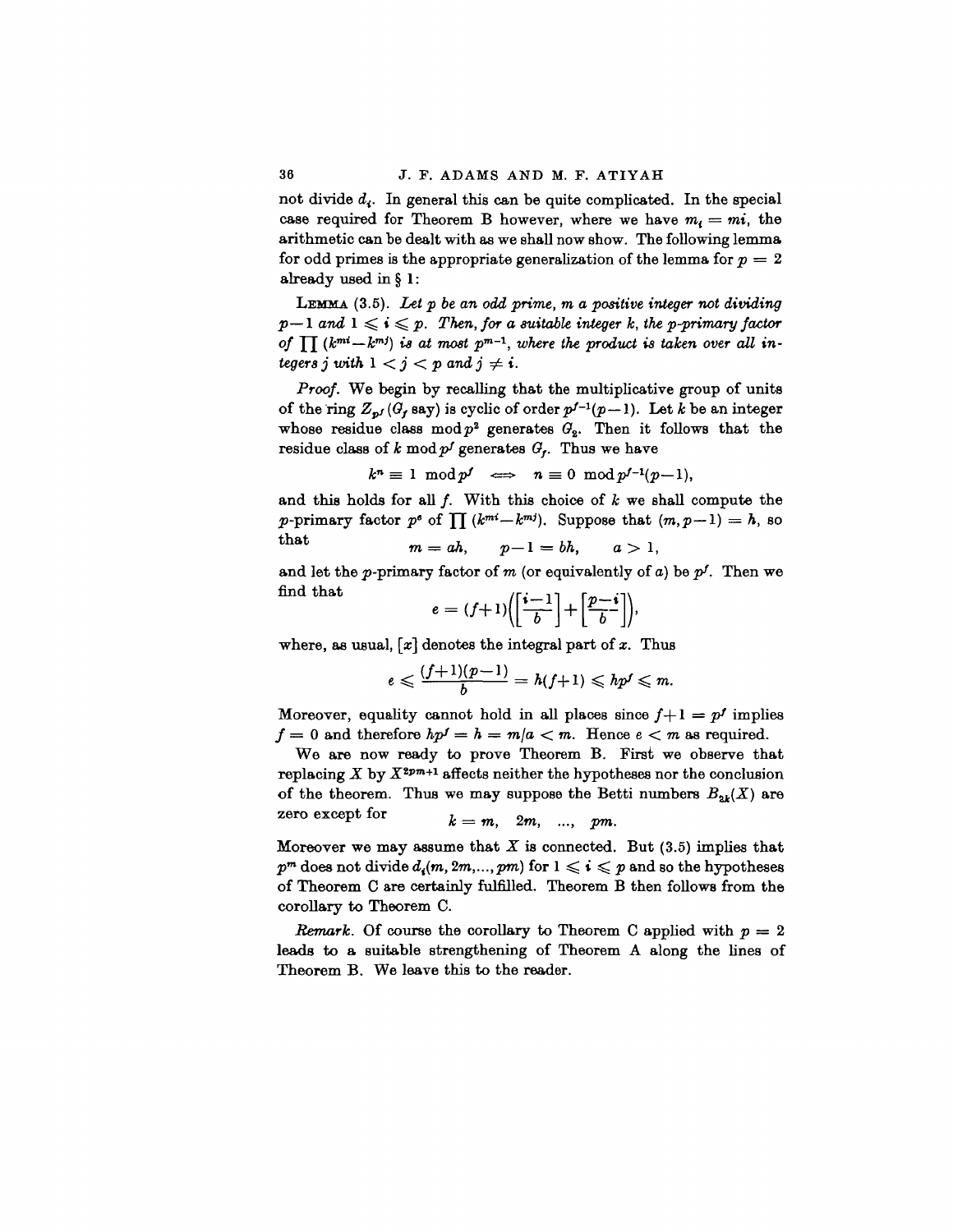not divide $d_i$. In general this can be quite complicated. In the special case required for Theorem B however, where we have $m_i = mi$, the arithmetic can be dealt with as we shall now show. The following lemma for odd primes is the appropriate generalization of the lemma for $p = 2$ already used in § 1:

LEMMA (3.5). *Let $p$ be an odd prime, $m$ a positive integer not dividing $p-1$ and $1 \leqslant i \leqslant p$. Then, for a suitable integer $k$, the $p$-primary factor of $\prod (k^{mi} - k^{mj})$ is at most $p^{m-1}$, where the product is taken over all integers $j$ with $1 < j < p$ and $j \neq i$.*

*Proof.* We begin by recalling that the multiplicative group of units of the ring $Z_{p^f}$ ($G_f$ say) is cyclic of order $p^{f-1}(p-1)$. Let $k$ be an integer whose residue class $\bmod\, p^2$ generates $G_2$. Then it follows that the residue class of $k \bmod p^f$ generates $G_f$. Thus we have

$$k^n \equiv 1 \mod p^f \iff n \equiv 0 \mod p^{f-1}(p-1),$$

and this holds for all $f$. With this choice of $k$ we shall compute the $p$-primary factor $p^e$ of $\prod (k^{mi} - k^{mj})$. Suppose that $(m, p-1) = h$, so that

$$m = ah, \qquad p-1 = bh, \qquad a > 1,$$

and let the $p$-primary factor of $m$ (or equivalently of $a$) be $p^f$. Then we find that

$$e = (f+1)\left(\left[\frac{i-1}{b}\right] + \left[\frac{p-i}{b}\right]\right),$$

where, as usual, $[x]$ denotes the integral part of $x$. Thus

$$e \leqslant \frac{(f+1)(p-1)}{b} = h(f+1) \leqslant hp^f \leqslant m.$$

Moreover, equality cannot hold in all places since $f+1 = p^f$ implies $f = 0$ and therefore $hp^f = h = m/a < m$. Hence $e < m$ as required.

We are now ready to prove Theorem B. First we observe that replacing $X$ by $X^{2pm+1}$ affects neither the hypotheses nor the conclusion of the theorem. Thus we may suppose the Betti numbers $B_{2k}(X)$ are zero except for

$$k = m, \quad 2m, \quad \ldots, \quad pm.$$

Moreover we may assume that $X$ is connected. But (3.5) implies that $p^m$ does not divide $d_i(m, 2m, \ldots, pm)$ for $1 \leqslant i \leqslant p$ and so the hypotheses of Theorem C are certainly fulfilled. Theorem B then follows from the corollary to Theorem C.

*Remark.* Of course the corollary to Theorem C applied with $p = 2$ leads to a suitable strengthening of Theorem A along the lines of Theorem B. We leave this to the reader.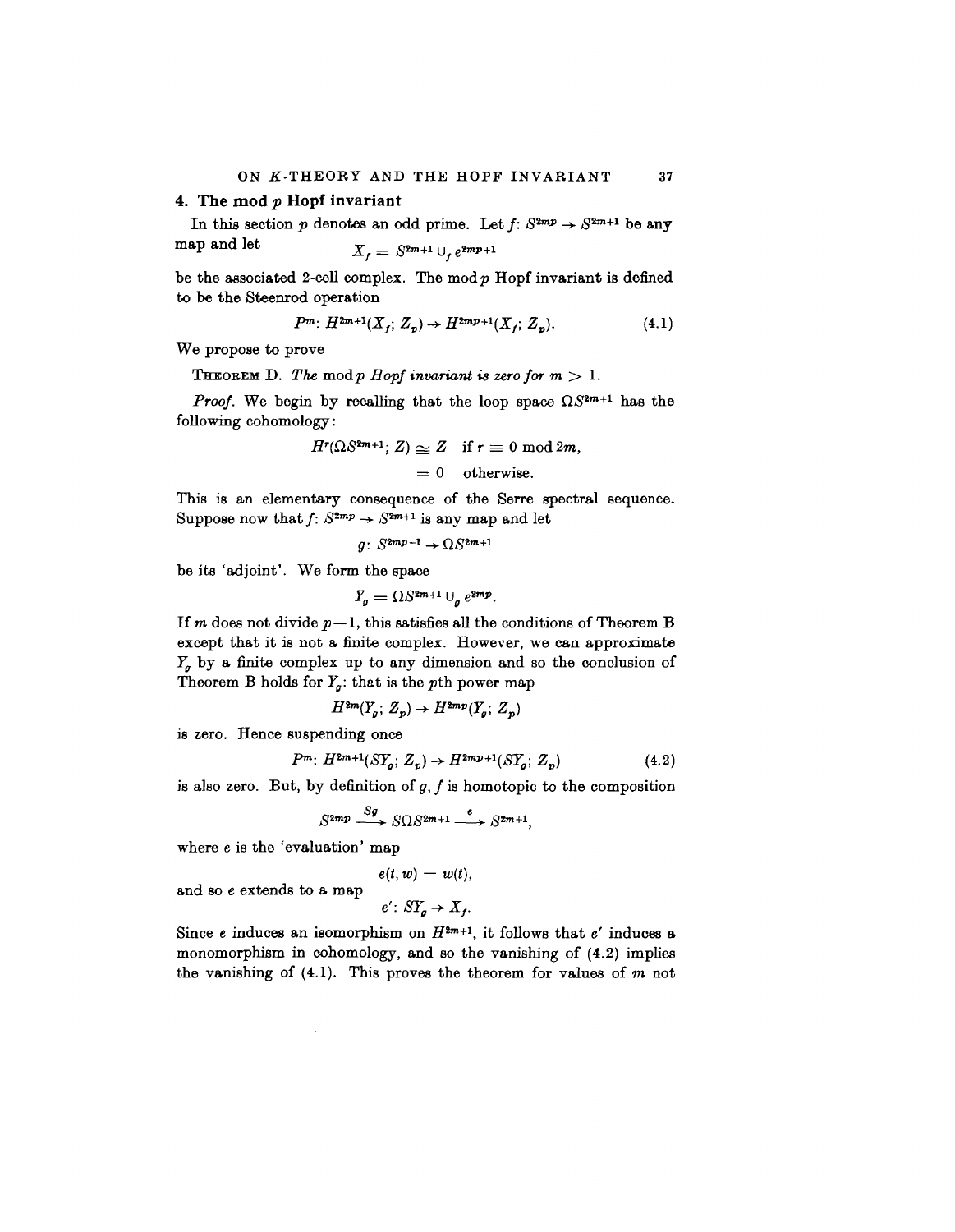## 4. The mod $p$ Hopf invariant

In this section $p$ denotes an odd prime. Let $f\colon S^{2mp} \to S^{2m+1}$ be any map and let

$$X_f = S^{2m+1} \cup_f e^{2mp+1}$$

be the associated 2-cell complex. The mod $p$ Hopf invariant is defined to be the Steenrod operation

$$P^m\colon H^{2m+1}(X_f;\, Z_p) \to H^{2mp+1}(X_f;\, Z_p). \tag{4.1}$$

We propose to prove

THEOREM D. *The* mod $p$ *Hopf invariant is zero for* $m > 1$.

*Proof.* We begin by recalling that the loop space $\Omega S^{2m+1}$ has the following cohomology:

$$\begin{aligned} H^r(\Omega S^{2m+1};\, Z) &\cong Z \quad \text{if } r \equiv 0 \bmod 2m, \\ &= 0 \quad \text{otherwise.} \end{aligned}$$

This is an elementary consequence of the Serre spectral sequence. Suppose now that $f\colon S^{2mp} \to S^{2m+1}$ is any map and let

$$g\colon S^{2mp-1} \to \Omega S^{2m+1}$$

be its 'adjoint'. We form the space

$$Y_g = \Omega S^{2m+1} \cup_g e^{2mp}.$$

If $m$ does not divide $p-1$, this satisfies all the conditions of Theorem B except that it is not a finite complex. However, we can approximate $Y_g$ by a finite complex up to any dimension and so the conclusion of Theorem B holds for $Y_g$: that is the $p$th power map

$$H^{2m}(Y_g;\, Z_p) \to H^{2mp}(Y_g;\, Z_p)$$

is zero. Hence suspending once

$$P^m\colon H^{2m+1}(SY_g;\, Z_p) \to H^{2mp+1}(SY_g;\, Z_p) \tag{4.2}$$

is also zero. But, by definition of $g$, $f$ is homotopic to the composition

$$S^{2mp} \xrightarrow{Sg} S\Omega S^{2m+1} \xrightarrow{e} S^{2m+1},$$

where $e$ is the 'evaluation' map

$$e(t, w) = w(t),$$

and so $e$ extends to a map

$$e'\colon SY_g \to X_f.$$

Since $e$ induces an isomorphism on $H^{2m+1}$, it follows that $e'$ induces a monomorphism in cohomology, and so the vanishing of (4.2) implies the vanishing of (4.1). This proves the theorem for values of $m$ not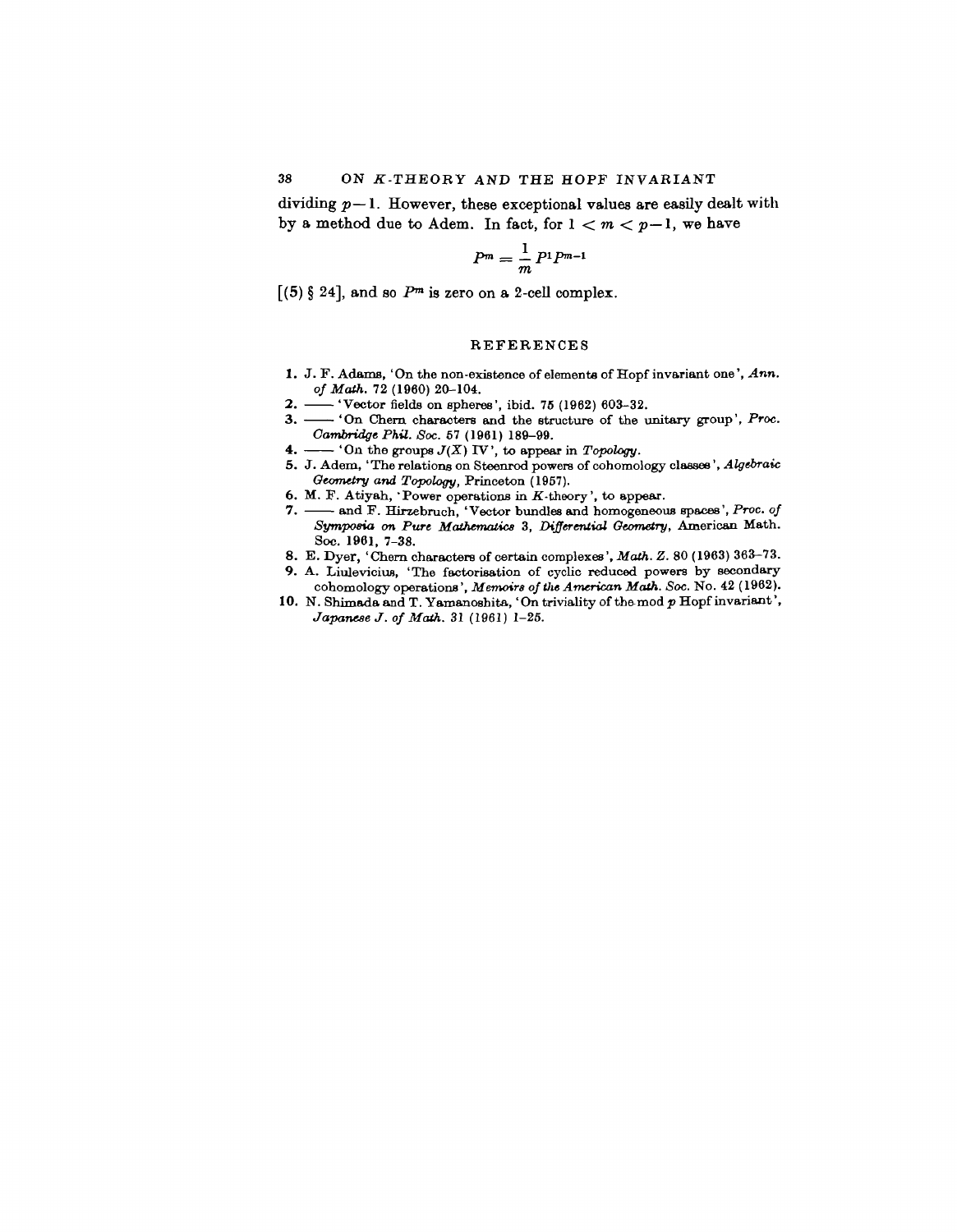dividing $p-1$. However, these exceptional values are easily dealt with by a method due to Adem. In fact, for $1 < m < p-1$, we have

$$P^m = \frac{1}{m} P^1 P^{m-1}$$

[(5) § 24], and so $P^m$ is zero on a 2-cell complex.

## REFERENCES

1. J. F. Adams, 'On the non-existence of elements of Hopf invariant one', *Ann. of Math.* 72 (1960) 20–104.
2. —— 'Vector fields on spheres', ibid. 75 (1962) 603–32.
3. —— 'On Chern characters and the structure of the unitary group', *Proc. Cambridge Phil. Soc.* 57 (1961) 189–99.
4. —— 'On the groups $J(X)$ IV', to appear in *Topology*.
5. J. Adem, 'The relations on Steenrod powers of cohomology classes', *Algebraic Geometry and Topology*, Princeton (1957).
6. M. F. Atiyah, 'Power operations in $K$-theory', to appear.
7. —— and F. Hirzebruch, 'Vector bundles and homogeneous spaces', *Proc. of Symposia on Pure Mathematics* 3, *Differential Geometry*, American Math. Soc. 1961, 7–38.
8. E. Dyer, 'Chern characters of certain complexes', *Math. Z.* 80 (1963) 363–73.
9. A. Liulevicius, 'The factorisation of cyclic reduced powers by secondary cohomology operations', *Memoirs of the American Math. Soc.* No. 42 (1962).
10. N. Shimada and T. Yamanoshita, 'On triviality of the mod $p$ Hopf invariant', *Japanese J. of Math.* 31 (1961) 1–25.